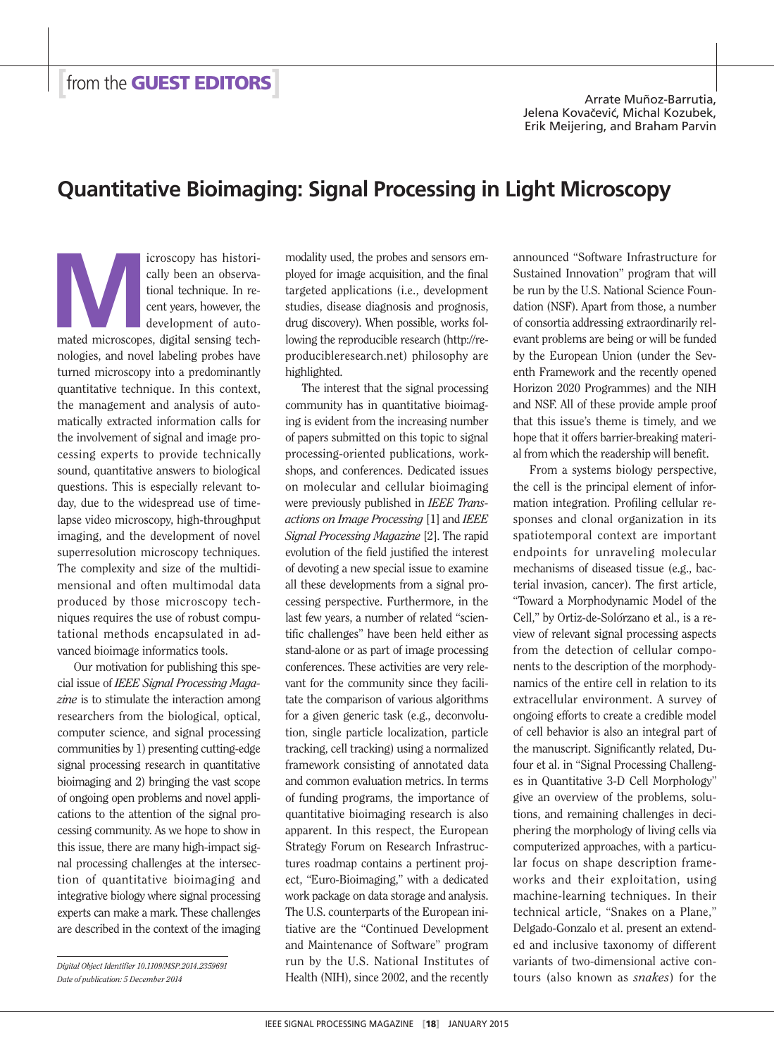# from the GUEST EDITORS

Arrate Muñoz-Barrutia, Jelena Kovačević, Michal Kozubek, Erik Meijering, and Braham Parvin

## Quantitative Bioimaging: Signal Processing in Light Microscopy

Microscopy has historically been an observational technique. In recent years, however, the development of automated microscopes, digital sensing technologies, and novel labeling probes have turned microscopy into a predominantly quantitative technique. In this context, the management and analysis of automatically extracted information calls for the involvement of signal and image processing experts to provide technically sound, quantitative answers to biological questions. This is especially relevant today, due to the widespread use of time-lapse video microscopy, high-throughput imaging, and the development of novel superresolution microscopy techniques. The complexity and size of the multidimensional and often multimodal data produced by those microscopy techniques requires the use of robust computational methods encapsulated in advanced bioimage informatics tools.

Our motivation for publishing this special issue of *IEEE Signal Processing Magazine* is to stimulate the interaction among researchers from the biological, optical, computer science, and signal processing communities by 1) presenting cutting-edge signal processing research in quantitative bioimaging and 2) bringing the vast scope of ongoing open problems and novel applications to the attention of the signal processing community. As we hope to show in this issue, there are many high-impact signal processing challenges at the intersection of quantitative bioimaging and integrative biology where signal processing experts can make a mark. These challenges are described in the context of the imaging modality used, the probes and sensors employed for image acquisition, and the final targeted applications (i.e., development studies, disease diagnosis and prognosis, drug discovery). When possible, works following the reproducible research (http://reproducibleresearch.net) philosophy are highlighted.

The interest that the signal processing community has in quantitative bioimaging is evident from the increasing number of papers submitted on this topic to signal processing-oriented publications, workshops, and conferences. Dedicated issues on molecular and cellular bioimaging were previously published in *IEEE Transactions on Image Processing* [1] and *IEEE Signal Processing Magazine* [2]. The rapid evolution of the field justified the interest of devoting a new special issue to examine all these developments from a signal processing perspective. Furthermore, in the last few years, a number of related "scientific challenges" have been held either as stand-alone or as part of image processing conferences. These activities are very relevant for the community since they facilitate the comparison of various algorithms for a given generic task (e.g., deconvolution, single particle localization, particle tracking, cell tracking) using a normalized framework consisting of annotated data and common evaluation metrics. In terms of funding programs, the importance of quantitative bioimaging research is also apparent. In this respect, the European Strategy Forum on Research Infrastructures roadmap contains a pertinent project, "Euro-Bioimaging," with a dedicated work package on data storage and analysis. The U.S. counterparts of the European initiative are the "Continued Development and Maintenance of Software" program run by the U.S. National Institutes of Health (NIH), since 2002, and the recently announced "Software Infrastructure for Sustained Innovation" program that will be run by the U.S. National Science Foundation (NSF). Apart from those, a number of consortia addressing extraordinarily relevant problems are being or will be funded by the European Union (under the Seventh Framework and the recently opened Horizon 2020 Programmes) and the NIH and NSF. All of these provide ample proof that this issue's theme is timely, and we hope that it offers barrier-breaking material from which the readership will benefit.

From a systems biology perspective, the cell is the principal element of information integration. Profiling cellular responses and clonal organization in its spatiotemporal context are important endpoints for unraveling molecular mechanisms of diseased tissue (e.g., bacterial invasion, cancer). The first article, "Toward a Morphodynamic Model of the Cell," by Ortiz-de-Solórzano et al., is a review of relevant signal processing aspects from the detection of cellular components to the description of the morphodynamics of the entire cell in relation to its extracellular environment. A survey of ongoing efforts to create a credible model of cell behavior is also an integral part of the manuscript. Significantly related, Dufour et al. in "Signal Processing Challenges in Quantitative 3-D Cell Morphology" give an overview of the problems, solutions, and remaining challenges in deciphering the morphology of living cells via computerized approaches, with a particular focus on shape description frameworks and their exploitation, using machine-learning techniques. In their technical article, "Snakes on a Plane," Delgado-Gonzalo et al. present an extended and inclusive taxonomy of different variants of two-dimensional active contours (also known as *snakes*) for the

*Digital Object Identifier 10.1109/MSP.2014.2359691*
*Date of publication: 5 December 2014*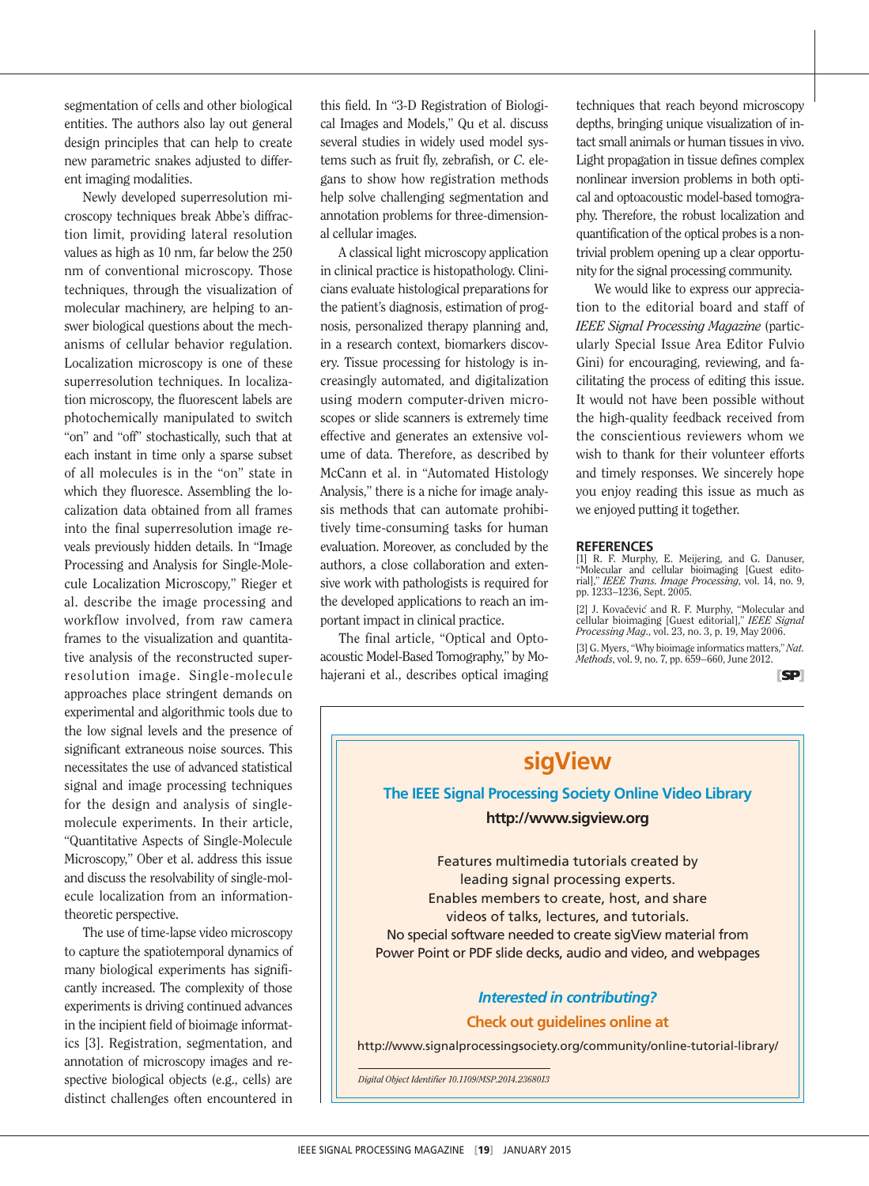segmentation of cells and other biological entities. The authors also lay out general design principles that can help to create new parametric snakes adjusted to different imaging modalities.

Newly developed superresolution microscopy techniques break Abbe's diffraction limit, providing lateral resolution values as high as 10 nm, far below the 250 nm of conventional microscopy. Those techniques, through the visualization of molecular machinery, are helping to answer biological questions about the mechanisms of cellular behavior regulation. Localization microscopy is one of these superresolution techniques. In localization microscopy, the fluorescent labels are photochemically manipulated to switch "on" and "off" stochastically, such that at each instant in time only a sparse subset of all molecules is in the "on" state in which they fluoresce. Assembling the localization data obtained from all frames into the final superresolution image reveals previously hidden details. In "Image Processing and Analysis for Single-Molecule Localization Microscopy," Rieger et al. describe the image processing and workflow involved, from raw camera frames to the visualization and quantitative analysis of the reconstructed superresolution image. Single-molecule approaches place stringent demands on experimental and algorithmic tools due to the low signal levels and the presence of significant extraneous noise sources. This necessitates the use of advanced statistical signal and image processing techniques for the design and analysis of single-molecule experiments. In their article, "Quantitative Aspects of Single-Molecule Microscopy," Ober et al. address this issue and discuss the resolvability of single-molecule localization from an information-theoretic perspective.

The use of time-lapse video microscopy to capture the spatiotemporal dynamics of many biological experiments has significantly increased. The complexity of those experiments is driving continued advances in the incipient field of bioimage informatics [3]. Registration, segmentation, and annotation of microscopy images and respective biological objects (e.g., cells) are distinct challenges often encountered in this field. In "3-D Registration of Biological Images and Models," Qu et al. discuss several studies in widely used model systems such as fruit fly, zebrafish, or *C. elegans* to show how registration methods help solve challenging segmentation and annotation problems for three-dimensional cellular images.

A classical light microscopy application in clinical practice is histopathology. Clinicians evaluate histological preparations for the patient's diagnosis, estimation of prognosis, personalized therapy planning and, in a research context, biomarkers discovery. Tissue processing for histology is increasingly automated, and digitalization using modern computer-driven microscopes or slide scanners is extremely time effective and generates an extensive volume of data. Therefore, as described by McCann et al. in "Automated Histology Analysis," there is a niche for image analysis methods that can automate prohibitively time-consuming tasks for human evaluation. Moreover, as concluded by the authors, a close collaboration and extensive work with pathologists is required for the developed applications to reach an important impact in clinical practice.

The final article, "Optical and Optoacoustic Model-Based Tomography," by Mohajerani et al., describes optical imaging techniques that reach beyond microscopy depths, bringing unique visualization of intact small animals or human tissues in vivo. Light propagation in tissue defines complex nonlinear inversion problems in both optical and optoacoustic model-based tomography. Therefore, the robust localization and quantification of the optical probes is a nontrivial problem opening up a clear opportunity for the signal processing community.

We would like to express our appreciation to the editorial board and staff of *IEEE Signal Processing Magazine* (particularly Special Issue Area Editor Fulvio Gini) for encouraging, reviewing, and facilitating the process of editing this issue. It would not have been possible without the high-quality feedback received from the conscientious reviewers whom we wish to thank for their volunteer efforts and timely responses. We sincerely hope you enjoy reading this issue as much as we enjoyed putting it together.

## REFERENCES

[1] R. F. Murphy, E. Meijering, and G. Danuser, "Molecular and cellular bioimaging [Guest editorial]," *IEEE Trans. Image Processing*, vol. 14, no. 9, pp. 1233–1236, Sept. 2005.

[2] J. Kovačević and R. F. Murphy, "Molecular and cellular bioimaging [Guest editorial]," *IEEE Signal Processing Mag.*, vol. 23, no. 3, p. 19, May 2006.

[3] G. Myers, "Why bioimage informatics matters," *Nat. Methods*, vol. 9, no. 7, pp. 659–660, June 2012.

[SP]

## sigView

**The IEEE Signal Processing Society Online Video Library**

**http://www.sigview.org**

Features multimedia tutorials created by leading signal processing experts.
Enables members to create, host, and share videos of talks, lectures, and tutorials.
No special software needed to create sigView material from Power Point or PDF slide decks, audio and video, and webpages

***Interested in contributing?***

**Check out guidelines online at**

http://www.signalprocessingsociety.org/community/online-tutorial-library/

*Digital Object Identifier 10.1109/MSP.2014.2368013*